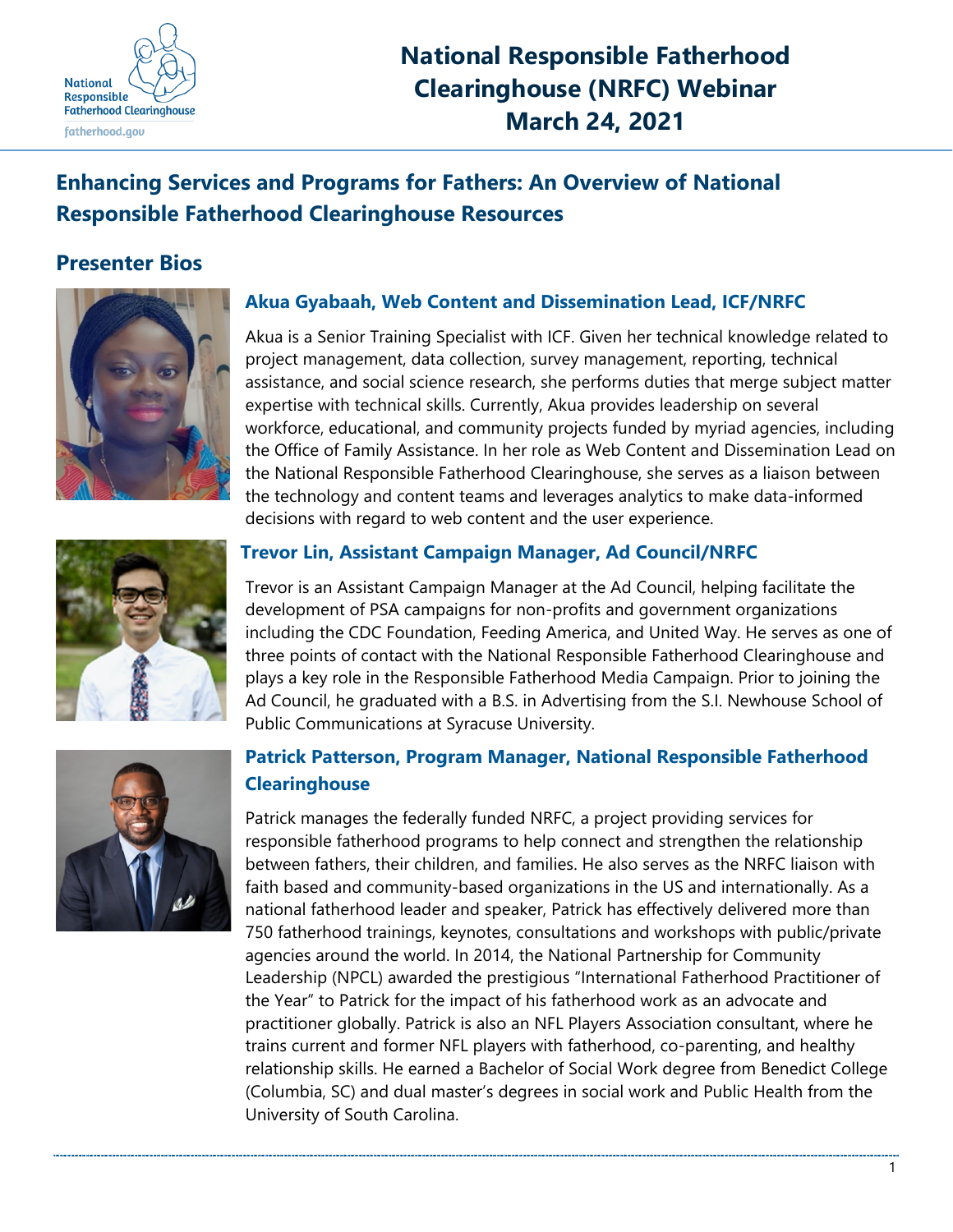# National Responsible Fatherhood Clearinghouse (NRFC) Webinar March 24, 2021

## Enhancing Services and Programs for Fathers: An Overview of National Responsible Fatherhood Clearinghouse Resources

## Presenter Bios

### Akua Gyabaah, Web Content and Dissemination Lead, ICF/NRFC

Akua is a Senior Training Specialist with ICF. Given her technical knowledge related to project management, data collection, survey management, reporting, technical assistance, and social science research, she performs duties that merge subject matter expertise with technical skills. Currently, Akua provides leadership on several workforce, educational, and community projects funded by myriad agencies, including the Office of Family Assistance. In her role as Web Content and Dissemination Lead on the National Responsible Fatherhood Clearinghouse, she serves as a liaison between the technology and content teams and leverages analytics to make data-informed decisions with regard to web content and the user experience.

### Trevor Lin, Assistant Campaign Manager, Ad Council/NRFC

Trevor is an Assistant Campaign Manager at the Ad Council, helping facilitate the development of PSA campaigns for non-profits and government organizations including the CDC Foundation, Feeding America, and United Way. He serves as one of three points of contact with the National Responsible Fatherhood Clearinghouse and plays a key role in the Responsible Fatherhood Media Campaign. Prior to joining the Ad Council, he graduated with a B.S. in Advertising from the S.I. Newhouse School of Public Communications at Syracuse University.

### Patrick Patterson, Program Manager, National Responsible Fatherhood Clearinghouse

Patrick manages the federally funded NRFC, a project providing services for responsible fatherhood programs to help connect and strengthen the relationship between fathers, their children, and families. He also serves as the NRFC liaison with faith based and community-based organizations in the US and internationally. As a national fatherhood leader and speaker, Patrick has effectively delivered more than 750 fatherhood trainings, keynotes, consultations and workshops with public/private agencies around the world. In 2014, the National Partnership for Community Leadership (NPCL) awarded the prestigious "International Fatherhood Practitioner of the Year" to Patrick for the impact of his fatherhood work as an advocate and practitioner globally. Patrick is also an NFL Players Association consultant, where he trains current and former NFL players with fatherhood, co-parenting, and healthy relationship skills. He earned a Bachelor of Social Work degree from Benedict College (Columbia, SC) and dual master's degrees in social work and Public Health from the University of South Carolina.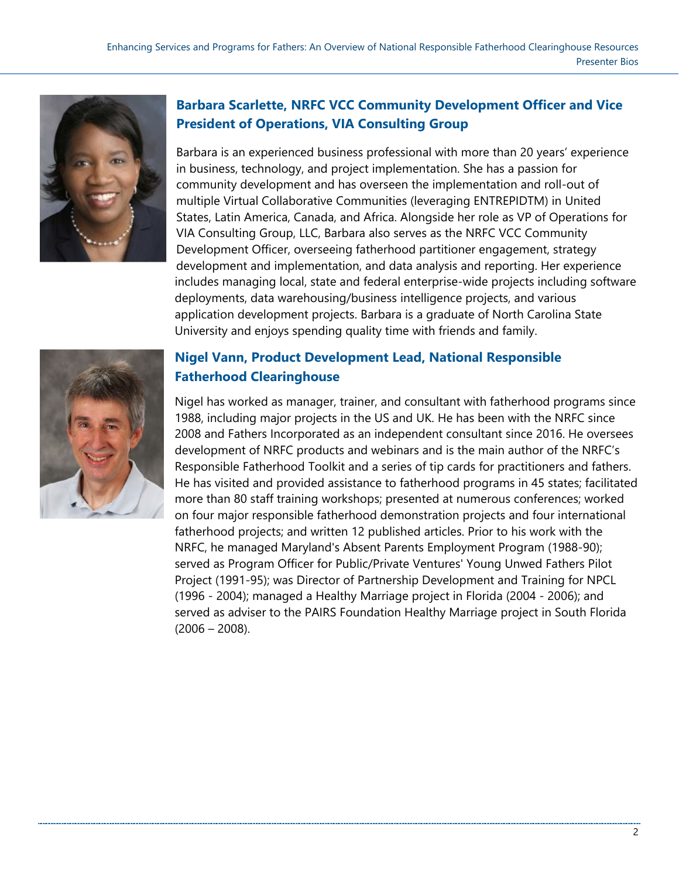## Barbara Scarlette, NRFC VCC Community Development Officer and Vice President of Operations, VIA Consulting Group

Barbara is an experienced business professional with more than 20 years' experience in business, technology, and project implementation. She has a passion for community development and has overseen the implementation and roll-out of multiple Virtual Collaborative Communities (leveraging ENTREPIDTM) in United States, Latin America, Canada, and Africa. Alongside her role as VP of Operations for VIA Consulting Group, LLC, Barbara also serves as the NRFC VCC Community Development Officer, overseeing fatherhood partitioner engagement, strategy development and implementation, and data analysis and reporting. Her experience includes managing local, state and federal enterprise-wide projects including software deployments, data warehousing/business intelligence projects, and various application development projects. Barbara is a graduate of North Carolina State University and enjoys spending quality time with friends and family.

## Nigel Vann, Product Development Lead, National Responsible Fatherhood Clearinghouse

Nigel has worked as manager, trainer, and consultant with fatherhood programs since 1988, including major projects in the US and UK. He has been with the NRFC since 2008 and Fathers Incorporated as an independent consultant since 2016. He oversees development of NRFC products and webinars and is the main author of the NRFC's Responsible Fatherhood Toolkit and a series of tip cards for practitioners and fathers. He has visited and provided assistance to fatherhood programs in 45 states; facilitated more than 80 staff training workshops; presented at numerous conferences; worked on four major responsible fatherhood demonstration projects and four international fatherhood projects; and written 12 published articles. Prior to his work with the NRFC, he managed Maryland's Absent Parents Employment Program (1988-90); served as Program Officer for Public/Private Ventures' Young Unwed Fathers Pilot Project (1991-95); was Director of Partnership Development and Training for NPCL (1996 - 2004); managed a Healthy Marriage project in Florida (2004 - 2006); and served as adviser to the PAIRS Foundation Healthy Marriage project in South Florida (2006 – 2008).